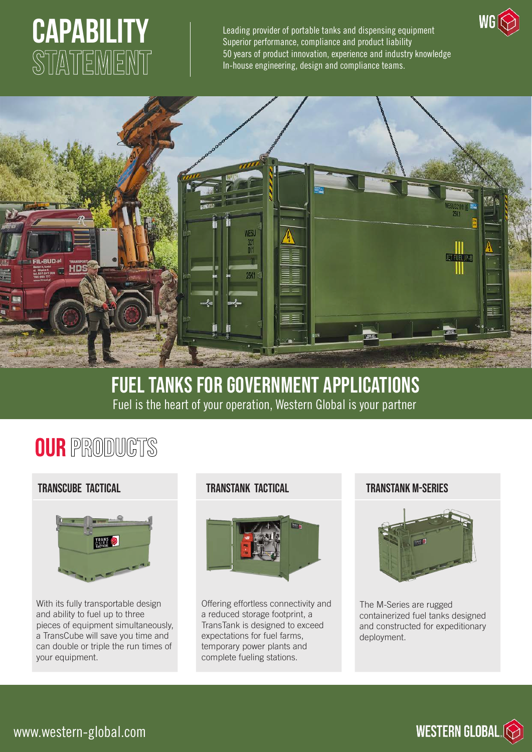# CAPABILITY STATEMENT

Leading provider of portable tanks and dispensing equipment
Superior performance, compliance and product liability
50 years of product innovation, experience and industry knowledge
In-house engineering, design and compliance teams.

## FUEL TANKS FOR GOVERNMENT APPLICATIONS

Fuel is the heart of your operation, Western Global is your partner

## OUR PRODUCTS

### TRANSCUBE TACTICAL

With its fully transportable design and ability to fuel up to three pieces of equipment simultaneously, a TransCube will save you time and can double or triple the run times of your equipment.

### TRANSTANK TACTICAL

Offering effortless connectivity and a reduced storage footprint, a TransTank is designed to exceed expectations for fuel farms, temporary power plants and complete fueling stations.

### TRANSTANK M-SERIES

The M-Series are rugged containerized fuel tanks designed and constructed for expeditionary deployment.

www.western-global.com

WESTERN GLOBAL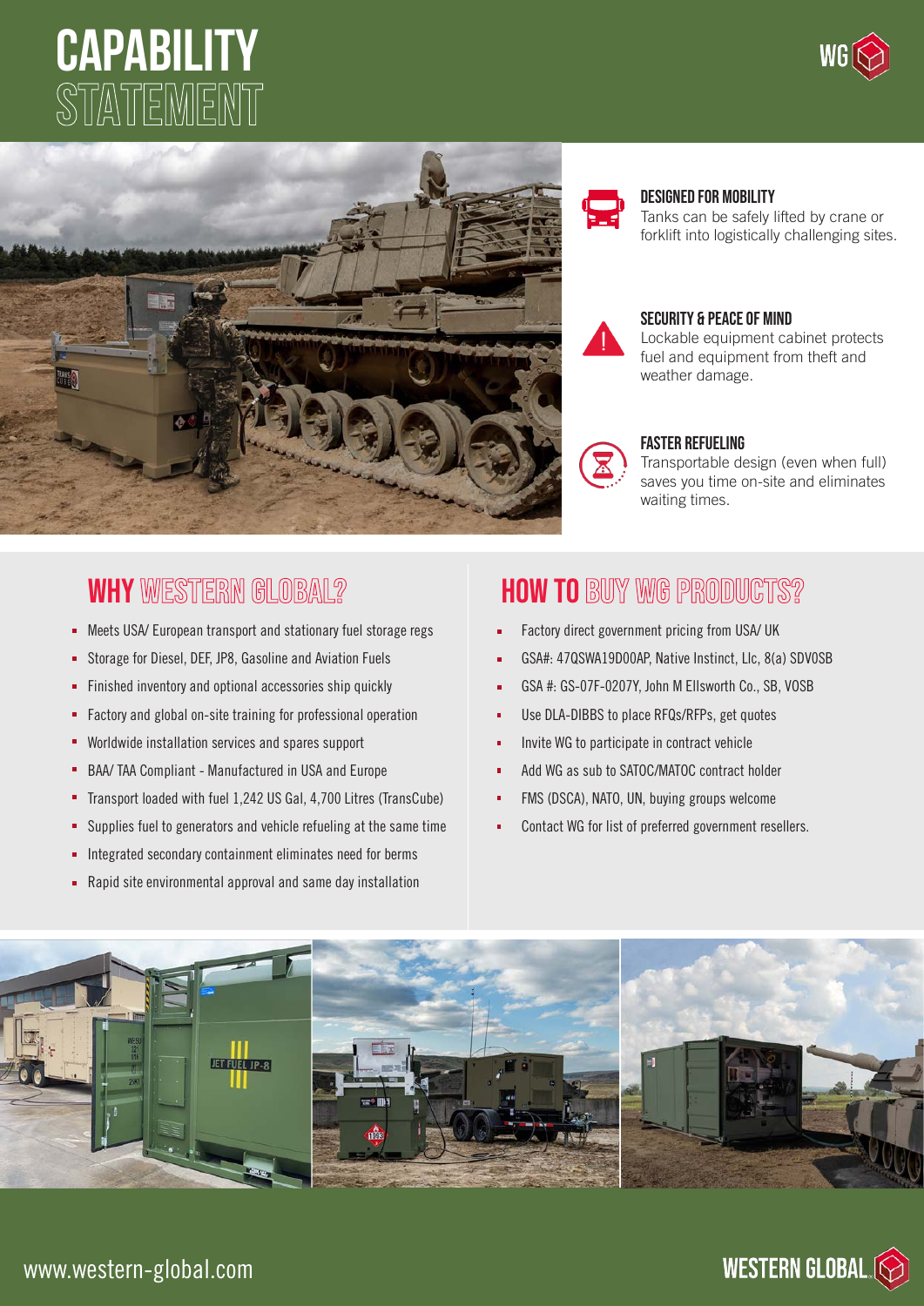# CAPABILITY STATEMENT

### DESIGNED FOR MOBILITY

Tanks can be safely lifted by crane or forklift into logistically challenging sites.

### SECURITY & PEACE OF MIND

Lockable equipment cabinet protects fuel and equipment from theft and weather damage.

### FASTER REFUELING

Transportable design (even when full) saves you time on-site and eliminates waiting times.

## WHY WESTERN GLOBAL?

- Meets USA/ European transport and stationary fuel storage regs
- Storage for Diesel, DEF, JP8, Gasoline and Aviation Fuels
- Finished inventory and optional accessories ship quickly
- Factory and global on-site training for professional operation
- Worldwide installation services and spares support
- BAA/ TAA Compliant - Manufactured in USA and Europe
- Transport loaded with fuel 1,242 US Gal, 4,700 Litres (TransCube)
- Supplies fuel to generators and vehicle refueling at the same time
- Integrated secondary containment eliminates need for berms
- Rapid site environmental approval and same day installation

## HOW TO BUY WG PRODUCTS?

- Factory direct government pricing from USA/ UK
- GSA#: 47QSWA19D00AP, Native Instinct, Llc, 8(a) SDVOSB
- GSA #: GS-07F-0207Y, John M Ellsworth Co., SB, VOSB
- Use DLA-DIBBS to place RFQs/RFPs, get quotes
- Invite WG to participate in contract vehicle
- Add WG as sub to SATOC/MATOC contract holder
- FMS (DSCA), NATO, UN, buying groups welcome
- Contact WG for list of preferred government resellers.

www.western-global.com

WESTERN GLOBAL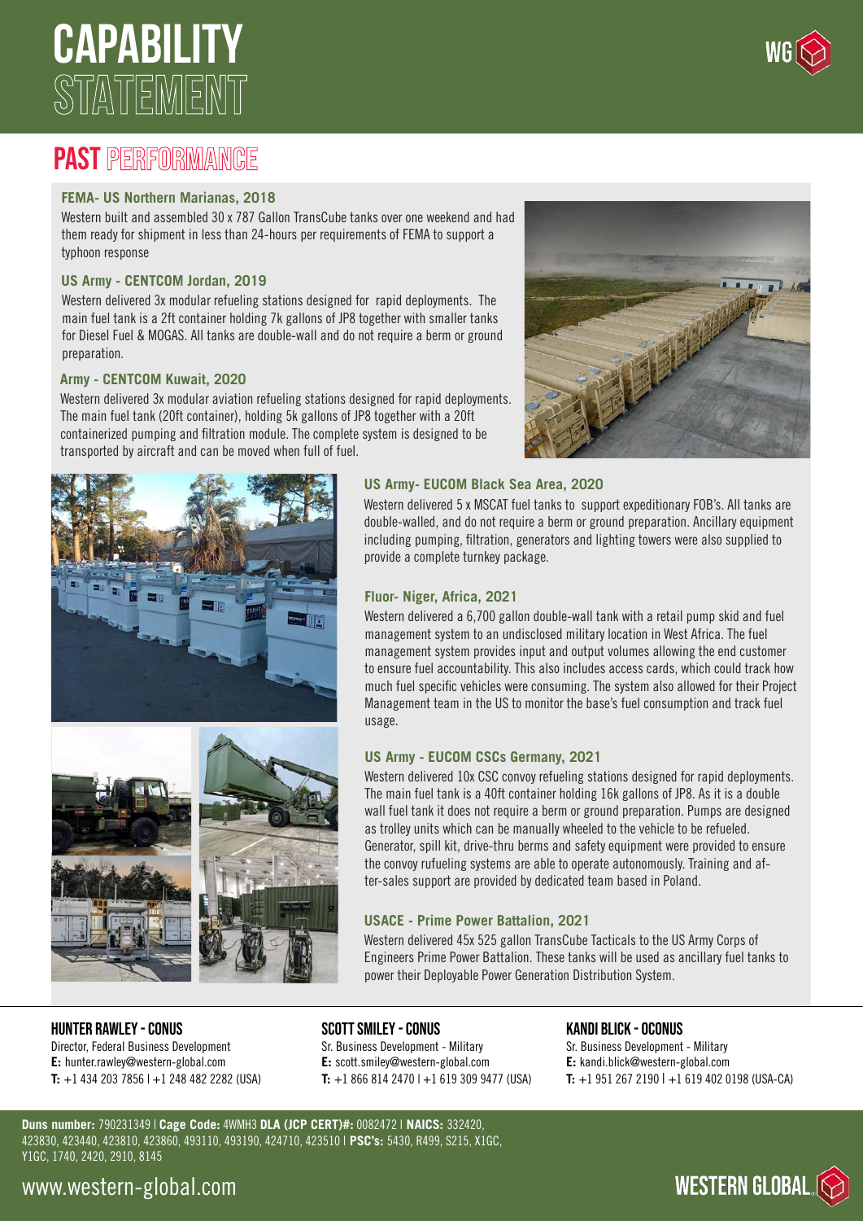# CAPABILITY STATEMENT

## PAST PERFORMANCE

### FEMA- US Northern Marianas, 2018

Western built and assembled 30 x 787 Gallon TransCube tanks over one weekend and had them ready for shipment in less than 24-hours per requirements of FEMA to support a typhoon response

### US Army - CENTCOM Jordan, 2019

Western delivered 3x modular refueling stations designed for rapid deployments. The main fuel tank is a 2ft container holding 7k gallons of JP8 together with smaller tanks for Diesel Fuel & MOGAS. All tanks are double-wall and do not require a berm or ground preparation.

### Army - CENTCOM Kuwait, 2020

Western delivered 3x modular aviation refueling stations designed for rapid deployments. The main fuel tank (20ft container), holding 5k gallons of JP8 together with a 20ft containerized pumping and filtration module. The complete system is designed to be transported by aircraft and can be moved when full of fuel.

### US Army- EUCOM Black Sea Area, 2020

Western delivered 5 x MSCAT fuel tanks to support expeditionary FOB's. All tanks are double-walled, and do not require a berm or ground preparation. Ancillary equipment including pumping, filtration, generators and lighting towers were also supplied to provide a complete turnkey package.

### Fluor- Niger, Africa, 2021

Western delivered a 6,700 gallon double-wall tank with a retail pump skid and fuel management system to an undisclosed military location in West Africa. The fuel management system provides input and output volumes allowing the end customer to ensure fuel accountability. This also includes access cards, which could track how much fuel specific vehicles were consuming. The system also allowed for their Project Management team in the US to monitor the base's fuel consumption and track fuel usage.

### US Army - EUCOM CSCs Germany, 2021

Western delivered 10x CSC convoy refueling stations designed for rapid deployments. The main fuel tank is a 40ft container holding 16k gallons of JP8. As it is a double wall fuel tank it does not require a berm or ground preparation. Pumps are designed as trolley units which can be manually wheeled to the vehicle to be refueled. Generator, spill kit, drive-thru berms and safety equipment were provided to ensure the convoy rufueling systems are able to operate autonomously. Training and after-sales support are provided by dedicated team based in Poland.

### USACE - Prime Power Battalion, 2021

Western delivered 45x 525 gallon TransCube Tacticals to the US Army Corps of Engineers Prime Power Battalion. These tanks will be used as ancillary fuel tanks to power their Deployable Power Generation Distribution System.

**HUNTER RAWLEY - CONUS**
Director, Federal Business Development
**E:** hunter.rawley@western-global.com
**T:** +1 434 203 7856 | +1 248 482 2282 (USA)

**SCOTT SMILEY - CONUS**
Sr. Business Development - Military
**E:** scott.smiley@western-global.com
**T:** +1 866 814 2470 | +1 619 309 9477 (USA)

**KANDI BLICK - OCONUS**
Sr. Business Development - Military
**E:** kandi.blick@western-global.com
**T:** +1 951 267 2190 | +1 619 402 0198 (USA-CA)

**Duns number:** 790231349 | **Cage Code:** 4WMH3 **DLA (JCP CERT)#:** 0082472 | **NAICS:** 332420, 423830, 423440, 423810, 423860, 493110, 493190, 424710, 423510 | **PSC's:** 5430, R499, S215, X1GC, Y1GC, 1740, 2420, 2910, 8145

www.western-global.com

WESTERN GLOBAL